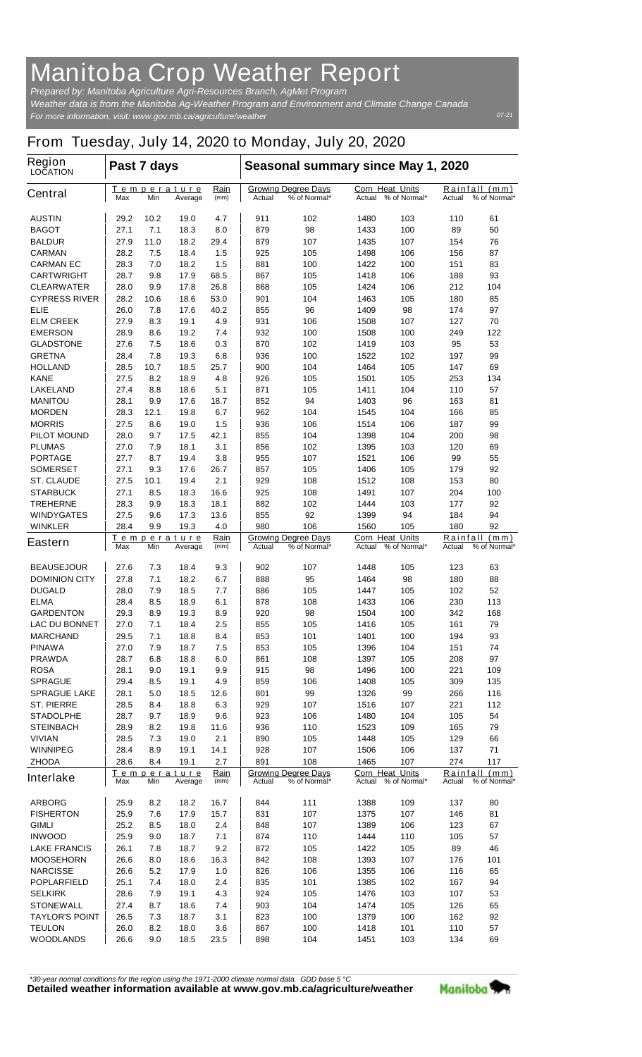# Manitoba Crop Weather Report

*Prepared by: Manitoba Agriculture Agri-Resources Branch, AgMet Program*
*Weather data is from the Manitoba Ag-Weather Program and Environment and Climate Change Canada*
*For more information, visit: www.gov.mb.ca/agriculture/weather*

07-21

## From Tuesday, July 14, 2020 to Monday, July 20, 2020

| Region LOCATION | Past 7 days | | | | Seasonal summary since May 1, 2020 | | | | | |
|---|---|---|---|---|---|---|---|---|---|---|
| **Central** | Temperature Max | Temperature Min | Temperature Average | Rain (mm) | Growing Degree Days Actual | Growing Degree Days % of Normal* | Corn Heat Units Actual | Corn Heat Units % of Normal* | Rainfall (mm) Actual | Rainfall (mm) % of Normal* |
| AUSTIN | 29.2 | 10.2 | 19.0 | 4.7 | 911 | 102 | 1480 | 103 | 110 | 61 |
| BAGOT | 27.1 | 7.1 | 18.3 | 8.0 | 879 | 98 | 1433 | 100 | 89 | 50 |
| BALDUR | 27.9 | 11.0 | 18.2 | 29.4 | 879 | 107 | 1435 | 107 | 154 | 76 |
| CARMAN | 28.2 | 7.5 | 18.4 | 1.5 | 925 | 105 | 1498 | 106 | 156 | 87 |
| CARMAN EC | 28.3 | 7.0 | 18.2 | 1.5 | 881 | 100 | 1422 | 100 | 151 | 83 |
| CARTWRIGHT | 28.7 | 9.8 | 17.9 | 68.5 | 867 | 105 | 1418 | 106 | 188 | 93 |
| CLEARWATER | 28.0 | 9.9 | 17.8 | 26.8 | 868 | 105 | 1424 | 106 | 212 | 104 |
| CYPRESS RIVER | 28.2 | 10.6 | 18.6 | 53.0 | 901 | 104 | 1463 | 105 | 180 | 85 |
| ELIE | 26.0 | 7.8 | 17.6 | 40.2 | 855 | 96 | 1409 | 98 | 174 | 97 |
| ELM CREEK | 27.9 | 8.3 | 19.1 | 4.9 | 931 | 106 | 1508 | 107 | 127 | 70 |
| EMERSON | 28.9 | 8.6 | 19.2 | 7.4 | 932 | 100 | 1508 | 100 | 249 | 122 |
| GLADSTONE | 27.6 | 7.5 | 18.6 | 0.3 | 870 | 102 | 1419 | 103 | 95 | 53 |
| GRETNA | 28.4 | 7.8 | 19.3 | 6.8 | 936 | 100 | 1522 | 102 | 197 | 99 |
| HOLLAND | 28.5 | 10.7 | 18.5 | 25.7 | 900 | 104 | 1464 | 105 | 147 | 69 |
| KANE | 27.5 | 8.2 | 18.9 | 4.8 | 926 | 105 | 1501 | 105 | 253 | 134 |
| LAKELAND | 27.4 | 8.8 | 18.6 | 5.1 | 871 | 105 | 1411 | 104 | 110 | 57 |
| MANITOU | 28.1 | 9.9 | 17.6 | 18.7 | 852 | 94 | 1403 | 96 | 163 | 81 |
| MORDEN | 28.3 | 12.1 | 19.8 | 6.7 | 962 | 104 | 1545 | 104 | 166 | 85 |
| MORRIS | 27.5 | 8.6 | 19.0 | 1.5 | 936 | 106 | 1514 | 106 | 187 | 99 |
| PILOT MOUND | 28.0 | 9.7 | 17.5 | 42.1 | 855 | 104 | 1398 | 104 | 200 | 98 |
| PLUMAS | 27.0 | 7.9 | 18.1 | 3.1 | 856 | 102 | 1395 | 103 | 120 | 69 |
| PORTAGE | 27.7 | 8.7 | 19.4 | 3.8 | 955 | 107 | 1521 | 106 | 99 | 55 |
| SOMERSET | 27.1 | 9.3 | 17.6 | 26.7 | 857 | 105 | 1406 | 105 | 179 | 92 |
| ST. CLAUDE | 27.5 | 10.1 | 19.4 | 2.1 | 929 | 108 | 1512 | 108 | 153 | 80 |
| STARBUCK | 27.1 | 8.5 | 18.3 | 16.6 | 925 | 108 | 1491 | 107 | 204 | 100 |
| TREHERNE | 28.3 | 9.9 | 18.3 | 18.1 | 882 | 102 | 1444 | 103 | 177 | 92 |
| WINDYGATES | 27.5 | 9.6 | 17.3 | 13.6 | 855 | 92 | 1399 | 94 | 184 | 94 |
| WINKLER | 28.4 | 9.9 | 19.3 | 4.0 | 980 | 106 | 1560 | 105 | 180 | 92 |
| **Eastern** | Temperature Max | Temperature Min | Temperature Average | Rain (mm) | Growing Degree Days Actual | Growing Degree Days % of Normal* | Corn Heat Units Actual | Corn Heat Units % of Normal* | Rainfall (mm) Actual | Rainfall (mm) % of Normal* |
| BEAUSEJOUR | 27.6 | 7.3 | 18.4 | 9.3 | 902 | 107 | 1448 | 105 | 123 | 63 |
| DOMINION CITY | 27.8 | 7.1 | 18.2 | 6.7 | 888 | 95 | 1464 | 98 | 180 | 88 |
| DUGALD | 28.0 | 7.9 | 18.5 | 7.7 | 886 | 105 | 1447 | 105 | 102 | 52 |
| ELMA | 28.4 | 8.5 | 18.9 | 6.1 | 878 | 108 | 1433 | 106 | 230 | 113 |
| GARDENTON | 29.3 | 8.9 | 19.3 | 8.9 | 920 | 98 | 1504 | 100 | 342 | 168 |
| LAC DU BONNET | 27.0 | 7.1 | 18.4 | 2.5 | 855 | 105 | 1416 | 105 | 161 | 79 |
| MARCHAND | 29.5 | 7.1 | 18.8 | 8.4 | 853 | 101 | 1401 | 100 | 194 | 93 |
| PINAWA | 27.0 | 7.9 | 18.7 | 7.5 | 853 | 105 | 1396 | 104 | 151 | 74 |
| PRAWDA | 28.7 | 6.8 | 18.8 | 6.0 | 861 | 108 | 1397 | 105 | 208 | 97 |
| ROSA | 28.1 | 9.0 | 19.1 | 9.9 | 915 | 98 | 1496 | 100 | 221 | 109 |
| SPRAGUE | 29.4 | 8.5 | 19.1 | 4.9 | 859 | 106 | 1408 | 105 | 309 | 135 |
| SPRAGUE LAKE | 28.1 | 5.0 | 18.5 | 12.6 | 801 | 99 | 1326 | 99 | 266 | 116 |
| ST. PIERRE | 28.5 | 8.4 | 18.8 | 6.3 | 929 | 107 | 1516 | 107 | 221 | 112 |
| STADOLPHE | 28.7 | 9.7 | 18.9 | 9.6 | 923 | 106 | 1480 | 104 | 105 | 54 |
| STEINBACH | 28.9 | 8.2 | 19.8 | 11.6 | 936 | 110 | 1523 | 109 | 165 | 79 |
| VIVIAN | 28.5 | 7.3 | 19.0 | 2.1 | 890 | 105 | 1448 | 105 | 129 | 66 |
| WINNIPEG | 28.4 | 8.9 | 19.1 | 14.1 | 928 | 107 | 1506 | 106 | 137 | 71 |
| ZHODA | 28.6 | 8.4 | 19.1 | 2.7 | 891 | 108 | 1465 | 107 | 274 | 117 |
| **Interlake** | Temperature Max | Temperature Min | Temperature Average | Rain (mm) | Growing Degree Days Actual | Growing Degree Days % of Normal* | Corn Heat Units Actual | Corn Heat Units % of Normal* | Rainfall (mm) Actual | Rainfall (mm) % of Normal* |
| ARBORG | 25.9 | 8.2 | 18.2 | 16.7 | 844 | 111 | 1388 | 109 | 137 | 80 |
| FISHERTON | 25.9 | 7.6 | 17.9 | 15.7 | 831 | 107 | 1375 | 107 | 146 | 81 |
| GIMLI | 25.2 | 8.5 | 18.0 | 2.4 | 848 | 107 | 1389 | 106 | 123 | 67 |
| INWOOD | 25.9 | 9.0 | 18.7 | 7.1 | 874 | 110 | 1444 | 110 | 105 | 57 |
| LAKE FRANCIS | 26.1 | 7.8 | 18.7 | 9.2 | 872 | 105 | 1422 | 105 | 89 | 46 |
| MOOSEHORN | 26.6 | 8.0 | 18.6 | 16.3 | 842 | 108 | 1393 | 107 | 176 | 101 |
| NARCISSE | 26.6 | 5.2 | 17.9 | 1.0 | 826 | 106 | 1355 | 106 | 116 | 65 |
| POPLARFIELD | 25.1 | 7.4 | 18.0 | 2.4 | 835 | 101 | 1385 | 102 | 167 | 94 |
| SELKIRK | 28.6 | 7.9 | 19.1 | 4.3 | 924 | 105 | 1476 | 103 | 107 | 53 |
| STONEWALL | 27.4 | 8.7 | 18.6 | 7.4 | 903 | 104 | 1474 | 105 | 126 | 65 |
| TAYLOR'S POINT | 26.5 | 7.3 | 18.7 | 3.1 | 823 | 100 | 1379 | 100 | 162 | 92 |
| TEULON | 26.0 | 8.2 | 18.0 | 3.6 | 867 | 100 | 1418 | 101 | 110 | 57 |
| WOODLANDS | 26.6 | 9.0 | 18.5 | 23.5 | 898 | 104 | 1451 | 103 | 134 | 69 |

*\*30-year normal conditions for the region using the 1971-2000 climate normal data. GDD base 5 °C*

**Detailed weather information available at www.gov.mb.ca/agriculture/weather**

Manitoba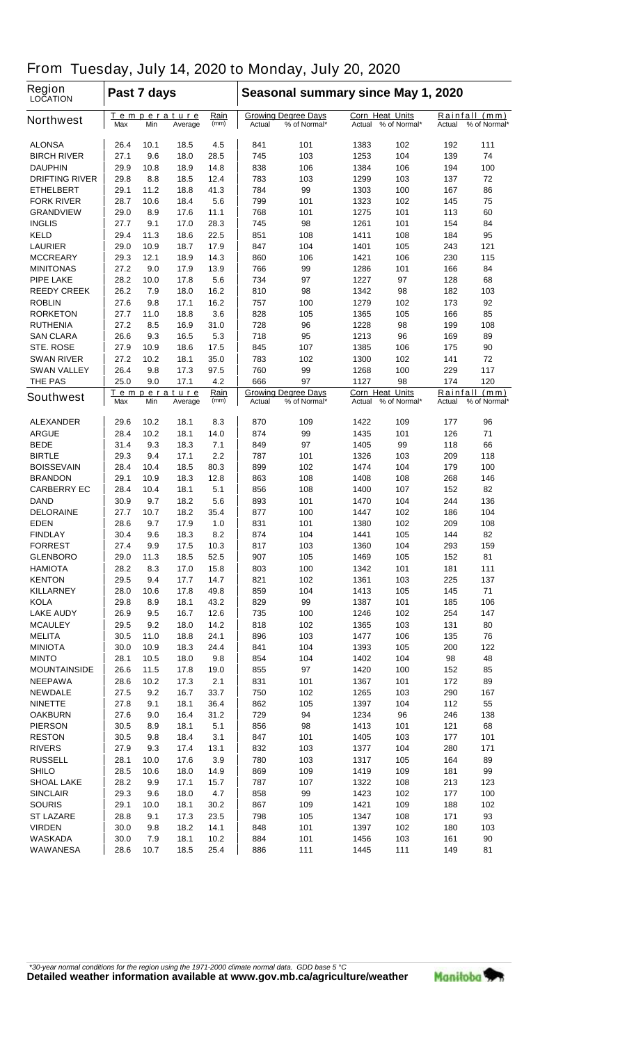# From Tuesday, July 14, 2020 to Monday, July 20, 2020

| Region LOCATION | Past 7 days | | | | Seasonal summary since May 1, 2020 | | | | | |
|---|---|---|---|---|---|---|---|---|---|---|
| | Temperature | | | Rain | Growing Degree Days | | Corn Heat Units | | Rainfall (mm) | |
| **Northwest** | Max | Min | Average | (mm) | Actual | % of Normal* | Actual | % of Normal* | Actual | % of Normal* |
| ALONSA | 26.4 | 10.1 | 18.5 | 4.5 | 841 | 101 | 1383 | 102 | 192 | 111 |
| BIRCH RIVER | 27.1 | 9.6 | 18.0 | 28.5 | 745 | 103 | 1253 | 104 | 139 | 74 |
| DAUPHIN | 29.9 | 10.8 | 18.9 | 14.8 | 838 | 106 | 1384 | 106 | 194 | 100 |
| DRIFTING RIVER | 29.8 | 8.8 | 18.5 | 12.4 | 783 | 103 | 1299 | 103 | 137 | 72 |
| ETHELBERT | 29.1 | 11.2 | 18.8 | 41.3 | 784 | 99 | 1303 | 100 | 167 | 86 |
| FORK RIVER | 28.7 | 10.6 | 18.4 | 5.6 | 799 | 101 | 1323 | 102 | 145 | 75 |
| GRANDVIEW | 29.0 | 8.9 | 17.6 | 11.1 | 768 | 101 | 1275 | 101 | 113 | 60 |
| INGLIS | 27.7 | 9.1 | 17.0 | 28.3 | 745 | 98 | 1261 | 101 | 154 | 84 |
| KELD | 29.4 | 11.3 | 18.6 | 22.5 | 851 | 108 | 1411 | 108 | 184 | 95 |
| LAURIER | 29.0 | 10.9 | 18.7 | 17.9 | 847 | 104 | 1401 | 105 | 243 | 121 |
| MCCREARY | 29.3 | 12.1 | 18.9 | 14.3 | 860 | 106 | 1421 | 106 | 230 | 115 |
| MINITONAS | 27.2 | 9.0 | 17.9 | 13.9 | 766 | 99 | 1286 | 101 | 166 | 84 |
| PIPE LAKE | 28.2 | 10.0 | 17.8 | 5.6 | 734 | 97 | 1227 | 97 | 128 | 68 |
| REEDY CREEK | 26.2 | 7.9 | 18.0 | 16.2 | 810 | 98 | 1342 | 98 | 182 | 103 |
| ROBLIN | 27.6 | 9.8 | 17.1 | 16.2 | 757 | 100 | 1279 | 102 | 173 | 92 |
| RORKETON | 27.7 | 11.0 | 18.8 | 3.6 | 828 | 105 | 1365 | 105 | 166 | 85 |
| RUTHENIA | 27.2 | 8.5 | 16.9 | 31.0 | 728 | 96 | 1228 | 98 | 199 | 108 |
| SAN CLARA | 26.6 | 9.3 | 16.5 | 5.3 | 718 | 95 | 1213 | 96 | 169 | 89 |
| STE. ROSE | 27.9 | 10.9 | 18.6 | 17.5 | 845 | 107 | 1385 | 106 | 175 | 90 |
| SWAN RIVER | 27.2 | 10.2 | 18.1 | 35.0 | 783 | 102 | 1300 | 102 | 141 | 72 |
| SWAN VALLEY | 26.4 | 9.8 | 17.3 | 97.5 | 760 | 99 | 1268 | 100 | 229 | 117 |
| THE PAS | 25.0 | 9.0 | 17.1 | 4.2 | 666 | 97 | 1127 | 98 | 174 | 120 |
| **Southwest** | Max | Min | Average | (mm) | Actual | % of Normal* | Actual | % of Normal* | Actual | % of Normal* |
| ALEXANDER | 29.6 | 10.2 | 18.1 | 8.3 | 870 | 109 | 1422 | 109 | 177 | 96 |
| ARGUE | 28.4 | 10.2 | 18.1 | 14.0 | 874 | 99 | 1435 | 101 | 126 | 71 |
| BEDE | 31.4 | 9.3 | 18.3 | 7.1 | 849 | 97 | 1405 | 99 | 118 | 66 |
| BIRTLE | 29.3 | 9.4 | 17.1 | 2.2 | 787 | 101 | 1326 | 103 | 209 | 118 |
| BOISSEVAIN | 28.4 | 10.4 | 18.5 | 80.3 | 899 | 102 | 1474 | 104 | 179 | 100 |
| BRANDON | 29.1 | 10.9 | 18.3 | 12.8 | 863 | 108 | 1408 | 108 | 268 | 146 |
| CARBERRY EC | 28.4 | 10.4 | 18.1 | 5.1 | 856 | 108 | 1400 | 107 | 152 | 82 |
| DAND | 30.9 | 9.7 | 18.2 | 5.6 | 893 | 101 | 1470 | 104 | 244 | 136 |
| DELORAINE | 27.7 | 10.7 | 18.2 | 35.4 | 877 | 100 | 1447 | 102 | 186 | 104 |
| EDEN | 28.6 | 9.7 | 17.9 | 1.0 | 831 | 101 | 1380 | 102 | 209 | 108 |
| FINDLAY | 30.4 | 9.6 | 18.3 | 8.2 | 874 | 104 | 1441 | 105 | 144 | 82 |
| FORREST | 27.4 | 9.9 | 17.5 | 10.3 | 817 | 103 | 1360 | 104 | 293 | 159 |
| GLENBORO | 29.0 | 11.3 | 18.5 | 52.5 | 907 | 105 | 1469 | 105 | 152 | 81 |
| HAMIOTA | 28.2 | 8.3 | 17.0 | 15.8 | 803 | 100 | 1342 | 101 | 181 | 111 |
| KENTON | 29.5 | 9.4 | 17.7 | 14.7 | 821 | 102 | 1361 | 103 | 225 | 137 |
| KILLARNEY | 28.0 | 10.6 | 17.8 | 49.8 | 859 | 104 | 1413 | 105 | 145 | 71 |
| KOLA | 29.8 | 8.9 | 18.1 | 43.2 | 829 | 99 | 1387 | 101 | 185 | 106 |
| LAKE AUDY | 26.9 | 9.5 | 16.7 | 12.6 | 735 | 100 | 1246 | 102 | 254 | 147 |
| MCAULEY | 29.5 | 9.2 | 18.0 | 14.2 | 818 | 102 | 1365 | 103 | 131 | 80 |
| MELITA | 30.5 | 11.0 | 18.8 | 24.1 | 896 | 103 | 1477 | 106 | 135 | 76 |
| MINIOTA | 30.0 | 10.9 | 18.3 | 24.4 | 841 | 104 | 1393 | 105 | 200 | 122 |
| MINTO | 28.1 | 10.5 | 18.0 | 9.8 | 854 | 104 | 1402 | 104 | 98 | 48 |
| MOUNTAINSIDE | 26.6 | 11.5 | 17.8 | 19.0 | 855 | 97 | 1420 | 100 | 152 | 85 |
| NEEPAWA | 28.6 | 10.2 | 17.3 | 2.1 | 831 | 101 | 1367 | 101 | 172 | 89 |
| NEWDALE | 27.5 | 9.2 | 16.7 | 33.7 | 750 | 102 | 1265 | 103 | 290 | 167 |
| NINETTE | 27.8 | 9.1 | 18.1 | 36.4 | 862 | 105 | 1397 | 104 | 112 | 55 |
| OAKBURN | 27.6 | 9.0 | 16.4 | 31.2 | 729 | 94 | 1234 | 96 | 246 | 138 |
| PIERSON | 30.5 | 8.9 | 18.1 | 5.1 | 856 | 98 | 1413 | 101 | 121 | 68 |
| RESTON | 30.5 | 9.8 | 18.4 | 3.1 | 847 | 101 | 1405 | 103 | 177 | 101 |
| RIVERS | 27.9 | 9.3 | 17.4 | 13.1 | 832 | 103 | 1377 | 104 | 280 | 171 |
| RUSSELL | 28.1 | 10.0 | 17.6 | 3.9 | 780 | 103 | 1317 | 105 | 164 | 89 |
| SHILO | 28.5 | 10.6 | 18.0 | 14.9 | 869 | 109 | 1419 | 109 | 181 | 99 |
| SHOAL LAKE | 28.2 | 9.9 | 17.1 | 15.7 | 787 | 107 | 1322 | 108 | 213 | 123 |
| SINCLAIR | 29.3 | 9.6 | 18.0 | 4.7 | 858 | 99 | 1423 | 102 | 177 | 100 |
| SOURIS | 29.1 | 10.0 | 18.1 | 30.2 | 867 | 109 | 1421 | 109 | 188 | 102 |
| ST LAZARE | 28.8 | 9.1 | 17.3 | 23.5 | 798 | 105 | 1347 | 108 | 171 | 93 |
| VIRDEN | 30.0 | 9.8 | 18.2 | 14.1 | 848 | 101 | 1397 | 102 | 180 | 103 |
| WASKADA | 30.0 | 7.9 | 18.1 | 10.2 | 884 | 101 | 1456 | 103 | 161 | 90 |
| WAWANESA | 28.6 | 10.7 | 18.5 | 25.4 | 886 | 111 | 1445 | 111 | 149 | 81 |

*30-year normal conditions for the region using the 1971-2000 climate normal data. GDD base 5 °C

**Detailed weather information available at www.gov.mb.ca/agriculture/weather**

Manitoba